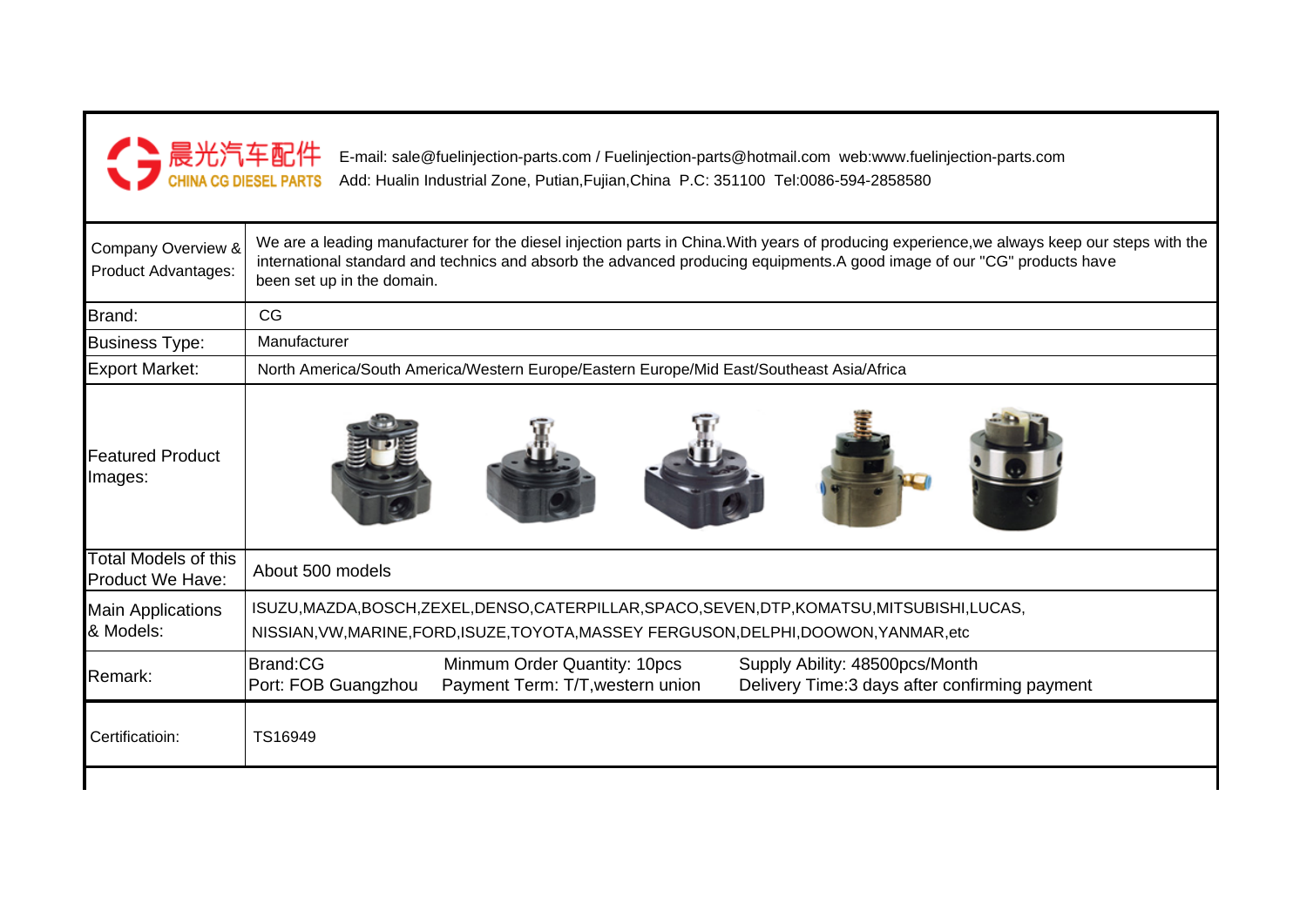晨光汽车配件
CHINA CG DIESEL PARTS

E-mail: sale@fuelinjection-parts.com / Fuelinjection-parts@hotmail.com web:www.fuelinjection-parts.com
Add: Hualin Industrial Zone, Putian,Fujian,China P.C: 351100 Tel:0086-594-2858580

| | |
|---|---|
| Company Overview & Product Advantages: | We are a leading manufacturer for the diesel injection parts in China.With years of producing experience,we always keep our steps with the international standard and technics and absorb the advanced producing equipments.A good image of our "CG" products have been set up in the domain. |
| Brand: | CG |
| Business Type: | Manufacturer |
| Export Market: | North America/South America/Western Europe/Eastern Europe/Mid East/Southeast Asia/Africa |
| Featured Product Images: | |
| Total Models of this Product We Have: | About 500 models |
| Main Applications & Models: | ISUZU,MAZDA,BOSCH,ZEXEL,DENSO,CATERPILLAR,SPACO,SEVEN,DTP,KOMATSU,MITSUBISHI,LUCAS, NISSIAN,VW,MARINE,FORD,ISUZE,TOYOTA,MASSEY FERGUSON,DELPHI,DOOWON,YANMAR,etc |
| Remark: | Brand:CG Port: FOB Guangzhou Minmum Order Quantity: 10pcs Payment Term: T/T,western union Supply Ability: 48500pcs/Month Delivery Time:3 days after confirming payment |
| Certificatioin: | TS16949 |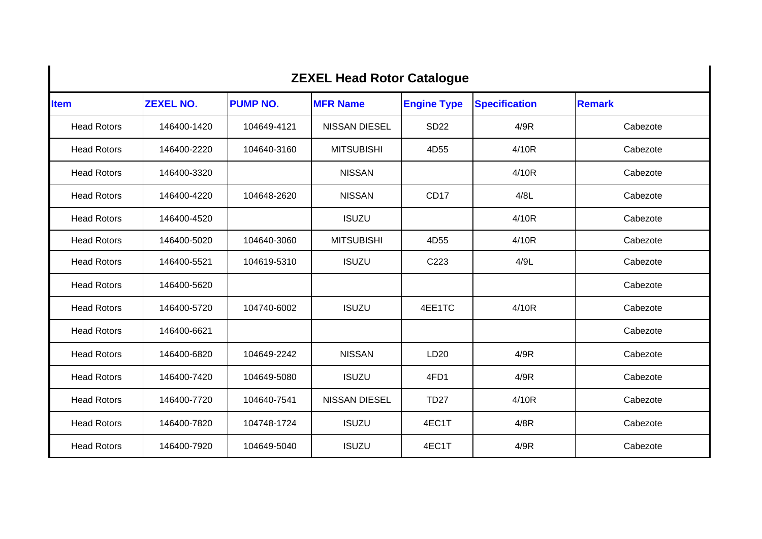# ZEXEL Head Rotor Catalogue

| Item | ZEXEL NO. | PUMP NO. | MFR Name | Engine Type | Specification | Remark |
|---|---|---|---|---|---|---|
| Head Rotors | 146400-1420 | 104649-4121 | NISSAN DIESEL | SD22 | 4/9R | Cabezote |
| Head Rotors | 146400-2220 | 104640-3160 | MITSUBISHI | 4D55 | 4/10R | Cabezote |
| Head Rotors | 146400-3320 | | NISSAN | | 4/10R | Cabezote |
| Head Rotors | 146400-4220 | 104648-2620 | NISSAN | CD17 | 4/8L | Cabezote |
| Head Rotors | 146400-4520 | | ISUZU | | 4/10R | Cabezote |
| Head Rotors | 146400-5020 | 104640-3060 | MITSUBISHI | 4D55 | 4/10R | Cabezote |
| Head Rotors | 146400-5521 | 104619-5310 | ISUZU | C223 | 4/9L | Cabezote |
| Head Rotors | 146400-5620 | | | | | Cabezote |
| Head Rotors | 146400-5720 | 104740-6002 | ISUZU | 4EE1TC | 4/10R | Cabezote |
| Head Rotors | 146400-6621 | | | | | Cabezote |
| Head Rotors | 146400-6820 | 104649-2242 | NISSAN | LD20 | 4/9R | Cabezote |
| Head Rotors | 146400-7420 | 104649-5080 | ISUZU | 4FD1 | 4/9R | Cabezote |
| Head Rotors | 146400-7720 | 104640-7541 | NISSAN DIESEL | TD27 | 4/10R | Cabezote |
| Head Rotors | 146400-7820 | 104748-1724 | ISUZU | 4EC1T | 4/8R | Cabezote |
| Head Rotors | 146400-7920 | 104649-5040 | ISUZU | 4EC1T | 4/9R | Cabezote |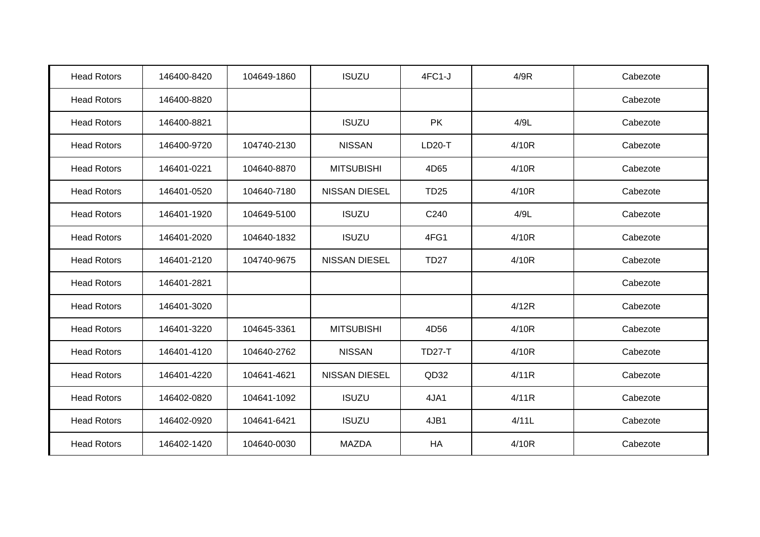| Head Rotors | 146400-8420 | 104649-1860 | ISUZU | 4FC1-J | 4/9R | Cabezote |
|---|---|---|---|---|---|---|
| Head Rotors | 146400-8820 | | | | | Cabezote |
| Head Rotors | 146400-8821 | | ISUZU | PK | 4/9L | Cabezote |
| Head Rotors | 146400-9720 | 104740-2130 | NISSAN | LD20-T | 4/10R | Cabezote |
| Head Rotors | 146401-0221 | 104640-8870 | MITSUBISHI | 4D65 | 4/10R | Cabezote |
| Head Rotors | 146401-0520 | 104640-7180 | NISSAN DIESEL | TD25 | 4/10R | Cabezote |
| Head Rotors | 146401-1920 | 104649-5100 | ISUZU | C240 | 4/9L | Cabezote |
| Head Rotors | 146401-2020 | 104640-1832 | ISUZU | 4FG1 | 4/10R | Cabezote |
| Head Rotors | 146401-2120 | 104740-9675 | NISSAN DIESEL | TD27 | 4/10R | Cabezote |
| Head Rotors | 146401-2821 | | | | | Cabezote |
| Head Rotors | 146401-3020 | | | | 4/12R | Cabezote |
| Head Rotors | 146401-3220 | 104645-3361 | MITSUBISHI | 4D56 | 4/10R | Cabezote |
| Head Rotors | 146401-4120 | 104640-2762 | NISSAN | TD27-T | 4/10R | Cabezote |
| Head Rotors | 146401-4220 | 104641-4621 | NISSAN DIESEL | QD32 | 4/11R | Cabezote |
| Head Rotors | 146402-0820 | 104641-1092 | ISUZU | 4JA1 | 4/11R | Cabezote |
| Head Rotors | 146402-0920 | 104641-6421 | ISUZU | 4JB1 | 4/11L | Cabezote |
| Head Rotors | 146402-1420 | 104640-0030 | MAZDA | HA | 4/10R | Cabezote |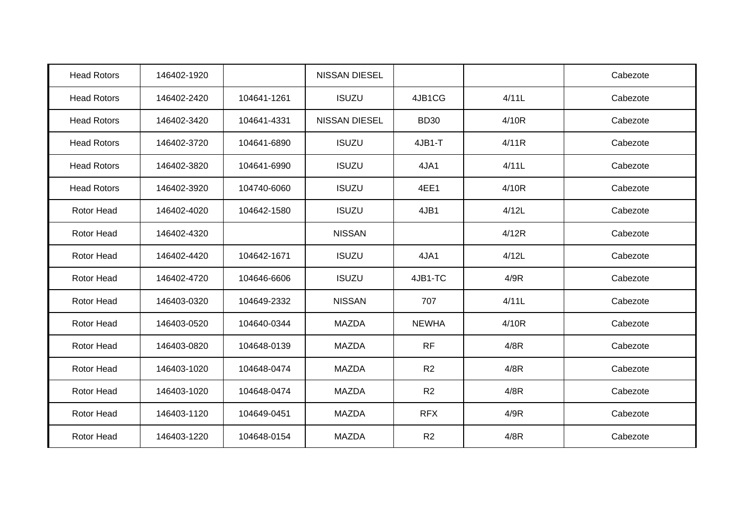| Head Rotors | 146402-1920 | | NISSAN DIESEL | | | Cabezote |
|---|---|---|---|---|---|---|
| Head Rotors | 146402-2420 | 104641-1261 | ISUZU | 4JB1CG | 4/11L | Cabezote |
| Head Rotors | 146402-3420 | 104641-4331 | NISSAN DIESEL | BD30 | 4/10R | Cabezote |
| Head Rotors | 146402-3720 | 104641-6890 | ISUZU | 4JB1-T | 4/11R | Cabezote |
| Head Rotors | 146402-3820 | 104641-6990 | ISUZU | 4JA1 | 4/11L | Cabezote |
| Head Rotors | 146402-3920 | 104740-6060 | ISUZU | 4EE1 | 4/10R | Cabezote |
| Rotor Head | 146402-4020 | 104642-1580 | ISUZU | 4JB1 | 4/12L | Cabezote |
| Rotor Head | 146402-4320 | | NISSAN | | 4/12R | Cabezote |
| Rotor Head | 146402-4420 | 104642-1671 | ISUZU | 4JA1 | 4/12L | Cabezote |
| Rotor Head | 146402-4720 | 104646-6606 | ISUZU | 4JB1-TC | 4/9R | Cabezote |
| Rotor Head | 146403-0320 | 104649-2332 | NISSAN | 707 | 4/11L | Cabezote |
| Rotor Head | 146403-0520 | 104640-0344 | MAZDA | NEWHA | 4/10R | Cabezote |
| Rotor Head | 146403-0820 | 104648-0139 | MAZDA | RF | 4/8R | Cabezote |
| Rotor Head | 146403-1020 | 104648-0474 | MAZDA | R2 | 4/8R | Cabezote |
| Rotor Head | 146403-1020 | 104648-0474 | MAZDA | R2 | 4/8R | Cabezote |
| Rotor Head | 146403-1120 | 104649-0451 | MAZDA | RFX | 4/9R | Cabezote |
| Rotor Head | 146403-1220 | 104648-0154 | MAZDA | R2 | 4/8R | Cabezote |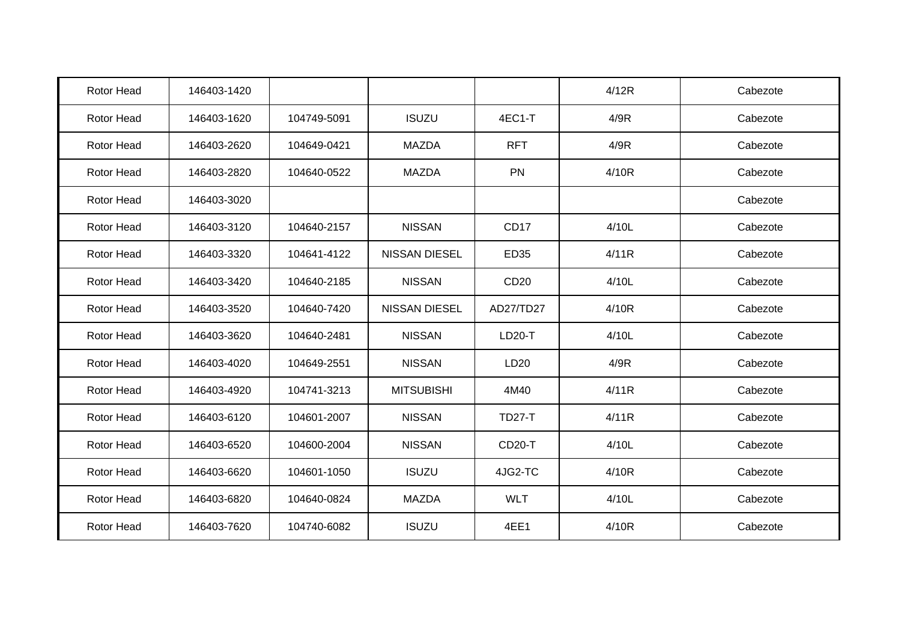| Rotor Head | 146403-1420 | | | | 4/12R | Cabezote |
|---|---|---|---|---|---|---|
| Rotor Head | 146403-1620 | 104749-5091 | ISUZU | 4EC1-T | 4/9R | Cabezote |
| Rotor Head | 146403-2620 | 104649-0421 | MAZDA | RFT | 4/9R | Cabezote |
| Rotor Head | 146403-2820 | 104640-0522 | MAZDA | PN | 4/10R | Cabezote |
| Rotor Head | 146403-3020 | | | | | Cabezote |
| Rotor Head | 146403-3120 | 104640-2157 | NISSAN | CD17 | 4/10L | Cabezote |
| Rotor Head | 146403-3320 | 104641-4122 | NISSAN DIESEL | ED35 | 4/11R | Cabezote |
| Rotor Head | 146403-3420 | 104640-2185 | NISSAN | CD20 | 4/10L | Cabezote |
| Rotor Head | 146403-3520 | 104640-7420 | NISSAN DIESEL | AD27/TD27 | 4/10R | Cabezote |
| Rotor Head | 146403-3620 | 104640-2481 | NISSAN | LD20-T | 4/10L | Cabezote |
| Rotor Head | 146403-4020 | 104649-2551 | NISSAN | LD20 | 4/9R | Cabezote |
| Rotor Head | 146403-4920 | 104741-3213 | MITSUBISHI | 4M40 | 4/11R | Cabezote |
| Rotor Head | 146403-6120 | 104601-2007 | NISSAN | TD27-T | 4/11R | Cabezote |
| Rotor Head | 146403-6520 | 104600-2004 | NISSAN | CD20-T | 4/10L | Cabezote |
| Rotor Head | 146403-6620 | 104601-1050 | ISUZU | 4JG2-TC | 4/10R | Cabezote |
| Rotor Head | 146403-6820 | 104640-0824 | MAZDA | WLT | 4/10L | Cabezote |
| Rotor Head | 146403-7620 | 104740-6082 | ISUZU | 4EE1 | 4/10R | Cabezote |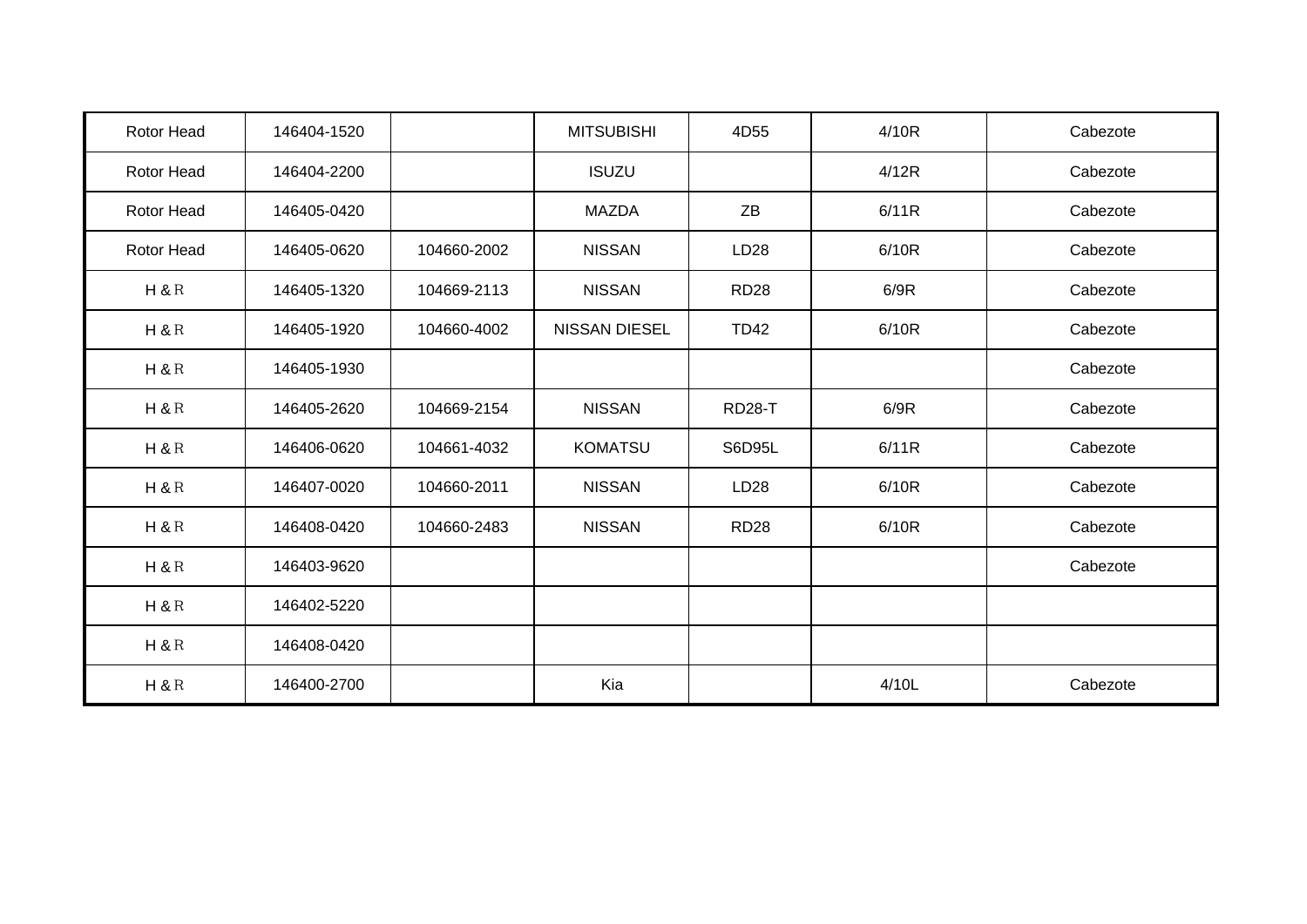| | | | | | | |
|---|---|---|---|---|---|---|
| Rotor Head | 146404-1520 | | MITSUBISHI | 4D55 | 4/10R | Cabezote |
| Rotor Head | 146404-2200 | | ISUZU | | 4/12R | Cabezote |
| Rotor Head | 146405-0420 | | MAZDA | ZB | 6/11R | Cabezote |
| Rotor Head | 146405-0620 | 104660-2002 | NISSAN | LD28 | 6/10R | Cabezote |
| H & R | 146405-1320 | 104669-2113 | NISSAN | RD28 | 6/9R | Cabezote |
| H & R | 146405-1920 | 104660-4002 | NISSAN DIESEL | TD42 | 6/10R | Cabezote |
| H & R | 146405-1930 | | | | | Cabezote |
| H & R | 146405-2620 | 104669-2154 | NISSAN | RD28-T | 6/9R | Cabezote |
| H & R | 146406-0620 | 104661-4032 | KOMATSU | S6D95L | 6/11R | Cabezote |
| H & R | 146407-0020 | 104660-2011 | NISSAN | LD28 | 6/10R | Cabezote |
| H & R | 146408-0420 | 104660-2483 | NISSAN | RD28 | 6/10R | Cabezote |
| H & R | 146403-9620 | | | | | Cabezote |
| H & R | 146402-5220 | | | | | |
| H & R | 146408-0420 | | | | | |
| H & R | 146400-2700 | | Kia | | 4/10L | Cabezote |